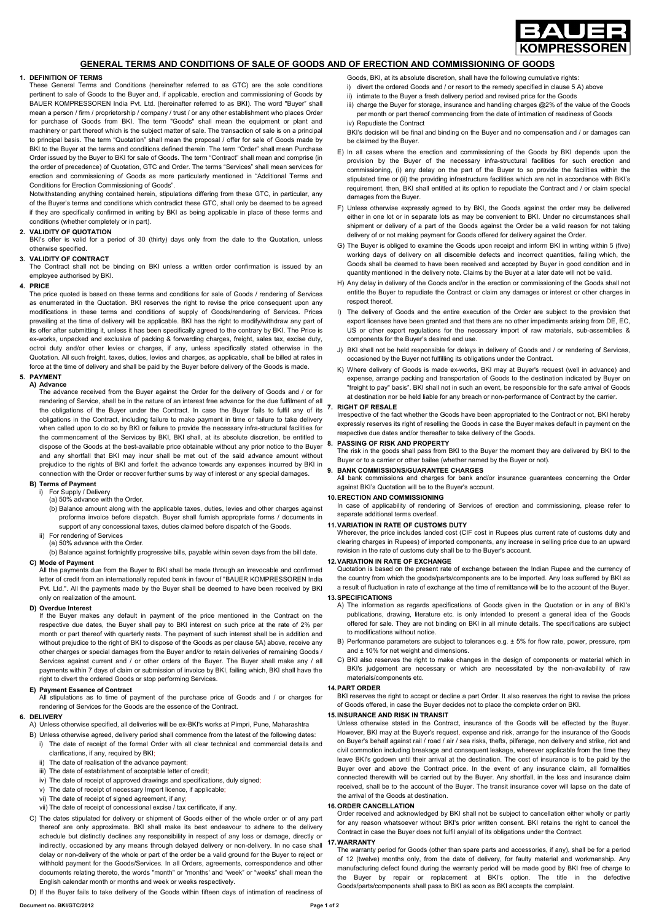# GENERAL TERMS AND CONDITIONS OF SALE OF GOODS AND OF ERECTION AND COMMISSIONING OF GOODS

## 1. DEFINITION OF TERMS

These General Terms and Conditions (hereinafter referred to as GTC) are the sole conditions pertinent to sale of Goods to the Buyer and, if applicable, erection and commissioning of Goods by BAUER KOMPRESSOREN India Pvt. Ltd. (hereinafter referred to as BKI). The word "Buyer" shall mean a person / firm / proprietorship / company / trust / or any other establishment who places Order for purchase of Goods from BKI. The term "Goods" shall mean the equipment or plant and machinery or part thereof which is the subject matter of sale. The transaction of sale is on a principal to principal basis. The term "Quotation" shall mean the proposal / offer for sale of Goods made by BKI to the Buyer at the terms and conditions defined therein. The term "Order" shall mean Purchase Order issued by the Buyer to BKI for sale of Goods. The term "Contract" shall mean and comprise (in the order of precedence) of Quotation, GTC and Order. The terms "Services" shall mean services for erection and commissioning of Goods as more particularly mentioned in "Additional Terms and Conditions for Erection Commissioning of Goods".

Notwithstanding anything contained herein, stipulations differing from these GTC, in particular, any of the Buyer's terms and conditions which contradict these GTC, shall only be deemed to be agreed if they are specifically confirmed in writing by BKI as being applicable in place of these terms and conditions (whether completely or in part).

## 2. VALIDITY OF QUOTATION

BKI's offer is valid for a period of 30 (thirty) days only from the date to the Quotation, unless otherwise specified.

## 3. VALIDITY OF CONTRACT

The Contract shall not be binding on BKI unless a written order confirmation is issued by an employee authorised by BKI.

## 4. PRICE

The price quoted is based on these terms and conditions for sale of Goods / rendering of Services as enumerated in the Quotation. BKI reserves the right to revise the price consequent upon any modifications in these terms and conditions of supply of Goods/rendering of Services. Prices prevailing at the time of delivery will be applicable. BKI has the right to modify/withdraw any part of its offer after submitting it, unless it has been specifically agreed to the contrary by BKI. The Price is ex-works, unpacked and exclusive of packing & forwarding charges, freight, sales tax, excise duty, octroi duty and/or other levies or charges, if any, unless specifically stated otherwise in the Quotation. All such freight, taxes, duties, levies and charges, as applicable, shall be billed at rates in force at the time of delivery and shall be paid by the Buyer before delivery of the Goods is made.

## 5. PAYMENT

### A) Advance

The advance received from the Buyer against the Order for the delivery of Goods and / or for rendering of Service, shall be in the nature of an interest free advance for the due fulfilment of all the obligations of the Buyer under the Contract. In case the Buyer fails to fulfil any of its obligations in the Contract, including failure to make payment in time or failure to take delivery when called upon to do so by BKI or failure to provide the necessary infra-structural facilities for the commencement of the Services by BKI, BKI shall, at its absolute discretion, be entitled to dispose of the Goods at the best-available price obtainable without any prior notice to the Buyer and any shortfall that BKI may incur shall be met out of the said advance amount without prejudice to the rights of BKI and forfeit the advance towards any expenses incurred by BKI in connection with the Order or recover further sums by way of interest or any special damages.

### B) Terms of Payment

i) For Supply / Delivery
   - (a) 50% advance with the Order.
   - (b) Balance amount along with the applicable taxes, duties, levies and other charges against proforma invoice before dispatch. Buyer shall furnish appropriate forms / documents in support of any concessional taxes, duties claimed before dispatch of the Goods.

ii) For rendering of Services
   - (a) 50% advance with the Order.
   - (b) Balance against fortnightly progressive bills, payable within seven days from the bill date.

### C) Mode of Payment

All the payments due from the Buyer to BKI shall be made through an irrevocable and confirmed letter of credit from an internationally reputed bank in favour of "BAUER KOMPRESSOREN India Pvt. Ltd.". All the payments made by the Buyer shall be deemed to have been received by BKI only on realization of the amount.

### D) Overdue Interest

If the Buyer makes any default in payment of the price mentioned in the Contract on the respective due dates, the Buyer shall pay to BKI interest on such price at the rate of 2% per month or part thereof with quarterly rests. The payment of such interest shall be in addition and without prejudice to the right of BKI to dispose of the Goods as per clause 5A) above, receive any other charges or special damages from the Buyer and/or to retain deliveries of remaining Goods / Services against current and / or other orders of the Buyer. The Buyer shall make any / all payments within 7 days of claim or submission of invoice by BKI, failing which, BKI shall have the right to divert the ordered Goods or stop performing Services.

### E) Payment Essence of Contract

All stipulations as to time of payment of the purchase price of Goods and / or charges for rendering of Services for the Goods are the essence of the Contract.

## 6. DELIVERY

A) Unless otherwise specified, all deliveries will be ex-BKI's works at Pimpri, Pune, Maharashtra

B) Unless otherwise agreed, delivery period shall commence from the latest of the following dates:

   i) The date of receipt of the formal Order with all clear technical and commercial details and clarifications, if any, required by BKI;
   ii) The date of realisation of the advance payment;
   iii) The date of establishment of acceptable letter of credit;
   iv) The date of receipt of approved drawings and specifications, duly signed;
   v) The date of receipt of necessary Import licence, if applicable;
   vi) The date of receipt of signed agreement, if any;
   vii) The date of receipt of concessional excise / tax certificate, if any.

C) The dates stipulated for delivery or shipment of Goods either of the whole order or of any part thereof are only approximate. BKI shall make its best endeavour to adhere to the delivery schedule but distinctly declines any responsibility in respect of any loss or damage, directly or indirectly, occasioned by any means through delayed delivery or non-delivery. In no case shall delay or non-delivery of the whole or part of the order be a valid ground for the Buyer to reject or withhold payment for the Goods/Services. In all Orders, agreements, correspondence and other documents relating thereto, the words "month" or "months' and "week" or "weeks" shall mean the English calendar month or months and week or weeks respectively.

D) If the Buyer fails to take delivery of the Goods within fifteen days of intimation of readiness of Goods, BKI, at its absolute discretion, shall have the following cumulative rights:

   i) divert the ordered Goods and / or resort to the remedy specified in clause 5 A) above
   ii) intimate to the Buyer a fresh delivery period and revised price for the Goods
   iii) charge the Buyer for storage, insurance and handling charges @2% of the value of the Goods per month or part thereof commencing from the date of intimation of readiness of Goods
   iv) Repudiate the Contract

   BKI's decision will be final and binding on the Buyer and no compensation and / or damages can be claimed by the Buyer.

E) In all cases where the erection and commissioning of the Goods by BKI depends upon the provision by the Buyer of the necessary infra-structural facilities for such erection and commissioning, (i) any delay on the part of the Buyer to so provide the facilities within the stipulated time or (ii) the providing infrastructure facilities which are not in accordance with BKI's requirement, then, BKI shall entitled at its option to repudiate the Contract and / or claim special damages from the Buyer.

F) Unless otherwise expressly agreed to by BKI, the Goods against the order may be delivered either in one lot or in separate lots as may be convenient to BKI. Under no circumstances shall shipment or delivery of a part of the Goods against the Order be a valid reason for not taking delivery of or not making payment for Goods offered for delivery against the Order.

G) The Buyer is obliged to examine the Goods upon receipt and inform BKI in writing within 5 (five) working days of delivery on all discernible defects and incorrect quantities, failing which, the Goods shall be deemed to have been received and accepted by Buyer in good condition and in quantity mentioned in the delivery note. Claims by the Buyer at a later date will not be valid.

H) Any delay in delivery of the Goods and/or in the erection or commissioning of the Goods shall not entitle the Buyer to repudiate the Contract or claim any damages or interest or other charges in respect thereof.

I) The delivery of Goods and the entire execution of the Order are subject to the provision that export licenses have been granted and that there are no other impediments arising from DE, EC, US or other export regulations for the necessary import of raw materials, sub-assemblies & components for the Buyer's desired end use.

J) BKI shall not be held responsible for delays in delivery of Goods and / or rendering of Services, occasioned by the Buyer not fulfilling its obligations under the Contract.

K) Where delivery of Goods is made ex-works, BKI may at Buyer's request (well in advance) and expense, arrange packing and transportation of Goods to the destination indicated by Buyer on "freight to pay" basis". BKI shall not in such an event, be responsible for the safe arrival of Goods at destination nor be held liable for any breach or non-performance of Contract by the carrier.

## 7. RIGHT OF RESALE

Irrespective of the fact whether the Goods have been appropriated to the Contract or not, BKI hereby expressly reserves its right of reselling the Goods in case the Buyer makes default in payment on the respective due dates and/or thereafter to take delivery of the Goods.

## 8. PASSING OF RISK AND PROPERTY

The risk in the goods shall pass from BKI to the Buyer the moment they are delivered by BKI to the Buyer or to a carrier or other bailee (whether named by the Buyer or not).

## 9. BANK COMMISSIONS/GUARANTEE CHARGES

All bank commissions and charges for bank and/or insurance guarantees concerning the Order against BKI's Quotation will be to the Buyer's account.

## 10. ERECTION AND COMMISSIONING

In case of applicability of rendering of Services of erection and commissioning, please refer to separate additional terms overleaf.

## 11. VARIATION IN RATE OF CUSTOMS DUTY

Wherever, the price includes landed cost (CIF cost in Rupees plus current rate of customs duty and clearing charges in Rupees) of imported components, any increase in selling price due to an upward revision in the rate of customs duty shall be to the Buyer's account.

## 12. VARIATION IN RATE OF EXCHANGE

Quotation is based on the present rate of exchange between the Indian Rupee and the currency of the country from which the goods/parts/components are to be imported. Any loss suffered by BKI as a result of fluctuation in rate of exchange at the time of remittance will be to the account of the Buyer.

## 13. SPECIFICATIONS

A) The information as regards specifications of Goods given in the Quotation or in any of BKI's publications, drawing, literature etc. is only intended to present a general idea of the Goods offered for sale. They are not binding on BKI in all minute details. The specifications are subject to modifications without notice.

B) Performance parameters are subject to tolerances e.g. ± 5% for flow rate, power, pressure, rpm and ± 10% for net weight and dimensions.

C) BKI also reserves the right to make changes in the design of components or material which in BKI's judgement are necessary or which are necessitated by the non-availability of raw materials/components etc.

## 14. PART ORDER

BKI reserves the right to accept or decline a part Order. It also reserves the right to revise the prices of Goods offered, in case the Buyer decides not to place the complete order on BKI.

## 15. INSURANCE AND RISK IN TRANSIT

Unless otherwise stated in the Contract, insurance of the Goods will be effected by the Buyer. However, BKI may at the Buyer's request, expense and risk, arrange for the insurance of the Goods on Buyer's behalf against rail / road / air / sea risks, thefts, pilferage, non delivery and strike, riot and civil commotion including breakage and consequent leakage, wherever applicable from the time they leave BKI's godown until their arrival at the destination. The cost of insurance is to be paid by the Buyer over and above the Contract price. In the event of any insurance claim, all formalities connected therewith will be carried out by the Buyer. Any shortfall, in the loss and insurance claim received, shall be to the account of the Buyer. The transit insurance cover will lapse on the date of the arrival of the Goods at destination.

## 16. ORDER CANCELLATION

Order received and acknowledged by BKI shall not be subject to cancellation either wholly or partly for any reason whatsoever without BKI's prior written consent. BKI retains the right to cancel the Contract in case the Buyer does not fulfil any/all of its obligations under the Contract.

## 17. WARRANTY

The warranty period for Goods (other than spare parts and accessories, if any), shall be for a period of 12 (twelve) months only, from the date of delivery, for faulty material and workmanship. Any manufacturing defect found during the warranty period will be made good by BKI free of charge to the Buyer by repair or replacement at BKI's option. The title in the defective Goods/parts/components shall pass to BKI as soon as BKI accepts the complaint.

Document no. BKI/GTC/2012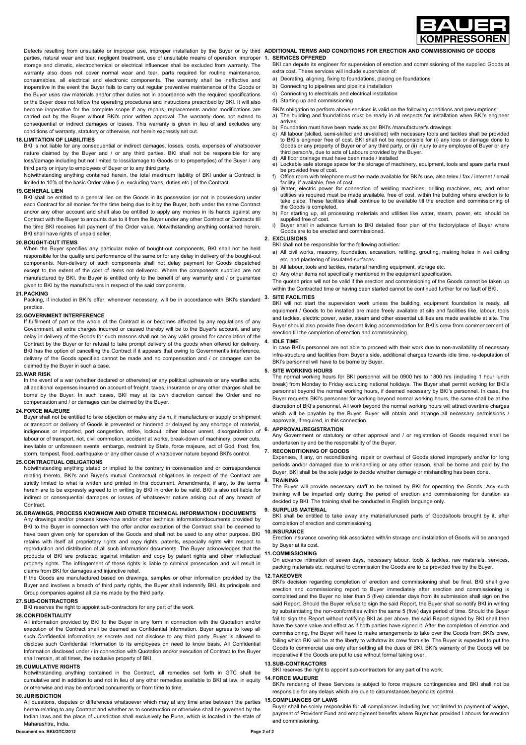Defects resulting from unsuitable or improper use, improper installation by the Buyer or by third parties, natural wear and tear, negligent treatment, use of unsuitable means of operation, improper storage and climatic, electrochemical or electrical influences shall be excluded from warranty. The warranty also does not cover normal wear and tear, parts required for routine maintenance, consumables, all electrical and electronic components. The warranty shall be ineffective and inoperative in the event the Buyer fails to carry out regular preventive maintenance of the Goods or the Buyer uses raw materials and/or other duties not in accordance with the required specifications or the Buyer does not follow the operating procedures and instructions prescribed by BKI. It will also become inoperative for the complete scope if any repairs, replacements and/or modifications are carried out by the Buyer without BKI's prior written approval. The warranty does not extend to consequential or indirect damages or losses. This warranty is given in lieu of and excludes any conditions of warranty, statutory or otherwise, not herein expressly set out.

## 18. LIMITATION OF LIABILITIES

BKI is not liable for any consequential or indirect damages, losses, costs, expenses of whatsoever nature claimed by the Buyer and / or any third parties. BKI shall not be responsible for any loss/damage including but not limited to loss/damage to Goods or to property(ies) of the Buyer / any third party or injury to employees of Buyer or to any third party.

Notwithstanding anything contained herein, the total maximum liability of BKI under a Contract is limited to 10% of the basic Order value (i.e. excluding taxes, duties etc.) of the Contract.

## 19. GENERAL LIEN

BKI shall be entitled to a general lien on the Goods in its possession (or not in possession) under each Contract for all monies for the time being due to it by the Buyer, both under the same Contract and/or any other account and shall also be entitled to apply any monies in its hands against any Contract with the Buyer to amounts due to it from the Buyer under any other Contract or Contracts till the time BKI receives full payment of the Order value. Notwithstanding anything contained herein, BKI shall have rights of unpaid seller.

## 20. BOUGHT-OUT ITEMS

When the Buyer specifies any particular make of bought-out components, BKI shall not be held responsible for the quality and performance of the same or for any delay in delivery of the bought-out components. Non-delivery of such components shall not delay payment for Goods dispatched except to the extent of the cost of items not delivered. Where the components supplied are not manufactured by BKI, the Buyer is entitled only to the benefit of any warranty and / or guarantee given to BKI by the manufacturers in respect of the said components.

## 21. PACKING

Packing, if included in BKI's offer, whenever necessary, will be in accordance with BKI's standard practice.

## 22. GOVERNMENT INTERFERENCE

If fulfilment of part or the whole of the Contract is or becomes affected by any regulations of any Government, all extra charges incurred or caused thereby will be to the Buyer's account, and any delay in delivery of the Goods for such reasons shall not be any valid ground for cancellation of the Contract by the Buyer or for refusal to take prompt delivery of the goods when offered for delivery. BKI has the option of cancelling the Contract if it appears that owing to Government's interference, delivery of the Goods specified cannot be made and no compensation and / or damages can be claimed by the Buyer in such a case.

## 23. WAR RISK

In the event of a war (whether declared or otherwise) or any political upheavals or any warlike acts, all additional expenses incurred on account of freight, taxes, insurance or any other charges shall be borne by the Buyer. In such cases, BKI may at its own discretion cancel the Order and no compensation and / or damages can be claimed by the Buyer.

## 24. FORCE MAJEURE

Buyer shall not be entitled to take objection or make any claim, if manufacture or supply or shipment or transport or delivery of Goods is prevented or hindered or delayed by any shortage of material, indigenous or imported, port congestion, strike, lockout, other labour unrest, disorganization of labour or of transport, riot, civil commotion, accident at works, break-down of machinery, power cuts, inevitable or unforeseen events, embargo, restraint by State, force majeure, act of God, frost, fire, storm, tempest, flood, earthquake or any other cause of whatsoever nature beyond BKI's control.

## 25. CONTRACTUAL OBLIGATIONS

Notwithstanding anything stated or implied to the contrary in conversation and or correspondence relating thereto, BKI's and Buyer's mutual Contractual obligations in respect of the Contract are strictly limited to what is written and printed in this document. Amendments, if any, to the terms herein are to be expressly agreed to in writing by BKI in order to be valid. BKI is also not liable for indirect or consequential damages or losses of whatsoever nature arising out of any breach of Contract.

## 26. DRAWINGS, PROCESS KNOWHOW AND OTHER TECHNICAL INFORMATION / DOCUMENTS

Any drawings and/or process know-how and/or other technical information/documents provided by BKI to the Buyer in connection with the offer and/or execution of the Contract shall be deemed to have been given only for operation of the Goods and shall not be used to any other purpose. BKI retains with itself all proprietary rights and copy rights, patents, especially rights with respect to reproduction and distribution of all such information/ documents. The Buyer acknowledges that the products of BKI are protected against imitation and copy by patent rights and other intellectual property rights. The infringement of these rights is liable to criminal prosecution and will result in claims from BKI for damages and injunctive relief.

If the Goods are manufactured based on drawings, samples or other information provided by the Buyer and involves a breach of third party rights, the Buyer shall indemnify BKI, its principals and Group companies against all claims made by the third party.

## 27. SUB-CONTRACTORS

BKI reserves the right to appoint sub-contractors for any part of the work.

## 28. CONFIDENTIALITY

All information provided by BKI to the Buyer in any form in connection with the Quotation and/or execution of the Contract shall be deemed as Confidential Information. Buyer agrees to keep all such Confidential Information as secrete and not disclose to any third party. Buyer is allowed to disclose such Confidential Information to its employees on need to know basis. All Confidential Information disclosed under / in connection with Quotation and/or execution of Contract to the Buyer shall remain, at all times, the exclusive property of BKI.

## 29. CUMULATIVE RIGHTS

Notwithstanding anything contained in the Contract, all remedies set forth in GTC shall be cumulative and in addition to and not in lieu of any other remedies available to BKI at law, in equity or otherwise and may be enforced concurrently or from time to time.

## 30. JURISDICTION

All questions, disputes or differences whatsoever which may at any time arise between the parties hereto relating to any Contract and whether as to construction or otherwise shall be governed by the Indian laws and the place of Jurisdiction shall exclusively be Pune, which is located in the state of Maharashtra, India.

# ADDITIONAL TERMS AND CONDITIONS FOR ERECTION AND COMMISSIONING OF GOODS

## 1. SERVICES OFFERED

BKI can depute its engineer for supervision of erection and commissioning of the supplied Goods at extra cost. These services will include supervision of:

a) Decrating, aligning, fixing to foundations, placing on foundations
b) Connecting to pipelines and pipeline installation
c) Connecting to electricals and electrical installation
d) Starting up and commissioning

BKI's obligation to perform above services is valid on the following conditions and presumptions:

a) The building and foundations must be ready in all respects for installation when BKI's engineer arrives.
b) Foundation must have been made as per BKI's /manufacturer's drawings.
c) All labour (skilled, semi-skilled and un-skilled) with necessary tools and tackles shall be provided to BKI's engineer free of cost. BKI shall not be responsible for (i) any loss or damage done to Goods or any property of Buyer or of any third party, or (ii) injury to any employee of Buyer or any third person/s, due to acts of Labours provided by the Buyer.
d) All floor drainage must have been made / installed
e) Lockable safe storage space for the storage of machinery, equipment, tools and spare parts must be provided free of cost.
f) Office room with telephone must be made available for BKI's use, also telex / fax / internet / email facility, if available, free of cost.
g) Water, electric power for connection of welding machines, drilling machines, etc, and other utilities as required must be made available, free of cost, within the building where erection is to take place. These facilities shall continue to be available till the erection and commissioning of the Goods is completed,
h) For starting up, all processing materials and utilities like water, steam, power, etc. should be supplied free of cost.
i) Buyer shall in advance furnish to BKI detailed floor plan of the factory/place of Buyer where Goods are to be erected and commissioned.

## 2. EXCLUSIONS

BKI shall not be responsible for the following activities:

a) All civil works, masonry, foundation, excavation, refilling, grouting, making holes in wall ceiling etc. and plastering of insulated surfaces
b) All labour, tools and tackles, material handling equipment, storage etc.
c) Any other items not specifically mentioned in the equipment specification.

The quoted price will not be valid if the erection and commissioning of the Goods cannot be taken up within the Contracted time or having been started cannot be continued further for no fault of BKI.

## 3. SITE FACILITIES

BKI will not start the supervision work unless the building, equipment foundation is ready, all equipment / Goods to be installed are made freely available at site and facilities like, labour, tools and tackles, electric power, water, steam and other essential utilities are made available at site. The Buyer should also provide free decent living accommodation for BKI's crew from commencement of erection till the completion of erection and commissioning.

## 4. IDLE TIME

In case BKI's personnel are not able to proceed with their work due to non-availability of necessary infra-structure and facilities from Buyer's side, additional charges towards idle time, re-deputation of BKI's personnel will have to be borne by Buyer.

## 5. SITE WORKING HOURS

The normal working hours for BKI personnel will be 0900 hrs to 1800 hrs (including 1 hour lunch break) from Monday to Friday excluding national holidays. The Buyer shall permit working for BKI's personnel beyond the normal working hours, if deemed necessary by BKI's personnel. In case, the Buyer requests BKI's personnel for working beyond normal working hours, the same shall be at the discretion of BKI's personnel. All work beyond the normal working hours will attract overtime charges which will be payable by the Buyer. Buyer will obtain and arrange all necessary permissions / approvals, if required, in this connection.

## 6. APPROVAL/REGISTRATION

Any Government or statutory or other approval and / or registration of Goods required shall be undertaken by and be the responsibility of the Buyer.

## 7. RECONDITIONING OF GOODS

Expenses, if any, on reconditioning, repair or overhaul of Goods stored improperly and/or for long periods and/or damaged due to mishandling or any other reason, shall be borne and paid by the Buyer. BKI shall be the sole judge to decide whether damage or mishandling has been done.

## 8. TRAINING

The Buyer will provide necessary staff to be trained by BKI for operating the Goods. Any such training will be imparted only during the period of erection and commissioning for duration as decided by BKI. The training shall be conducted in English language only.

## 9. SURPLUS MATERIAL

BKI shall be entitled to take away any material/unused parts of Goods/tools brought by it, after completion of erection and commissioning.

## 10. INSURANCE

Erection insurance covering risk associated with/in storage and installation of Goods will be arranged by Buyer at its cost.

## 11. COMMISSIONING

On advance intimation of seven days, necessary labour, tools & tackles, raw materials, services, packing materials etc. required to commission the Goods are to be provided free by the Buyer.

## 12. TAKEOVER

BKI's decision regarding completion of erection and commissioning shall be final. BKI shall give erection and commissioning report to Buyer immediately after erection and commissioning is completed and the Buyer no later than 5 (five) calendar days from its submission shall sign on the said Report. Should the Buyer refuse to sign the said Report, the Buyer shall so notify BKI in writing by substantiating the non-conformities within the same 5 (five) days period of time. Should the Buyer fail to sign the Report without notifying BKI as per above, the said Report signed by BKI shall then have the same value and effect as if both parties have signed it. After the completion of erection and commissioning, the Buyer will have to make arrangements to take over the Goods from BKI's crew, failing which BKI will be at the liberty to withdraw its crew from site. The Buyer is expected to put the Goods to commercial use only after settling all the dues of BKI. BKI's warranty of the Goods will be inoperative if the Goods are put to use without formal taking over.

## 13. SUB-CONTRACTORS

BKI reserves the right to appoint sub-contractors for any part of the work.

## 14. FORCE MAJEURE

BKI's rendering of these Services is subject to force majeure contingencies and BKI shall not be responsible for any delays which are due to circumstances beyond its control.

## 15. COMPLIANCES OF LAWS

Buyer shall be solely responsible for all compliances including but not limited to payment of wages, payment of Provident Fund and employment benefits where Buyer has provided Labours for erection and commissioning.

Document no. BKI/GTC/2012